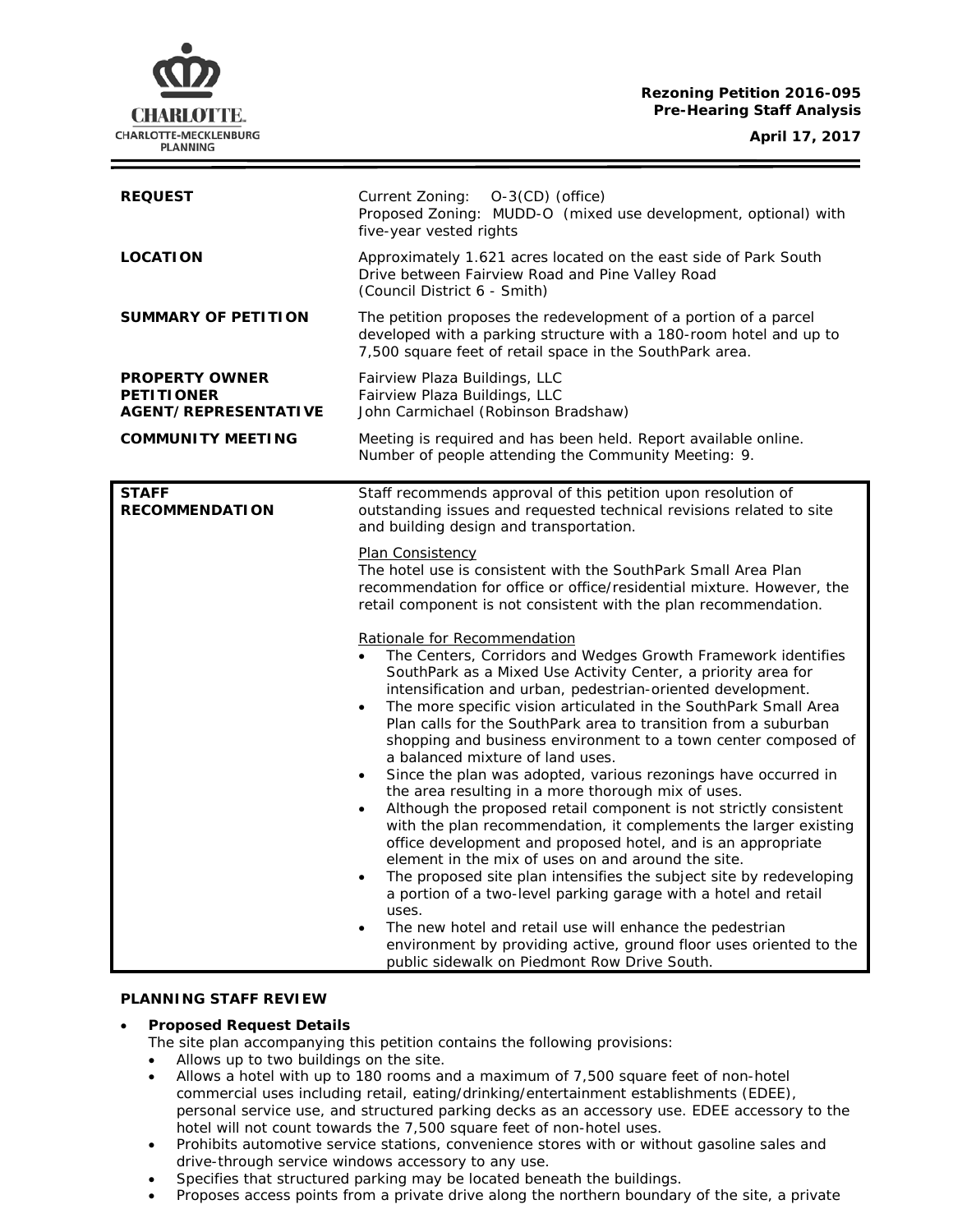**Rezoning Petition 2016-095**
**Pre-Hearing Staff Analysis**

**April 17, 2017**

| | |
|---|---|
| **REQUEST** | Current Zoning: O-3(CD) (office)<br>Proposed Zoning: MUDD-O (mixed use development, optional) with five-year vested rights |
| **LOCATION** | Approximately 1.621 acres located on the east side of Park South Drive between Fairview Road and Pine Valley Road<br>(Council District 6 - Smith) |
| **SUMMARY OF PETITION** | The petition proposes the redevelopment of a portion of a parcel developed with a parking structure with a 180-room hotel and up to 7,500 square feet of retail space in the SouthPark area. |
| **PROPERTY OWNER**<br>**PETITIONER**<br>**AGENT/REPRESENTATIVE** | Fairview Plaza Buildings, LLC<br>Fairview Plaza Buildings, LLC<br>John Carmichael (Robinson Bradshaw) |
| **COMMUNITY MEETING** | Meeting is required and has been held. Report available online.<br>Number of people attending the Community Meeting: 9. |

| | |
|---|---|
| **STAFF RECOMMENDATION** | Staff recommends approval of this petition upon resolution of outstanding issues and requested technical revisions related to site and building design and transportation.<br><br><u>Plan Consistency</u><br>The hotel use is consistent with the SouthPark Small Area Plan recommendation for office or office/residential mixture. However, the retail component is not consistent with the plan recommendation.<br><br><u>Rationale for Recommendation</u><br>• The Centers, Corridors and Wedges Growth Framework identifies SouthPark as a Mixed Use Activity Center, a priority area for intensification and urban, pedestrian-oriented development.<br>• The more specific vision articulated in the SouthPark Small Area Plan calls for the SouthPark area to transition from a suburban shopping and business environment to a town center composed of a balanced mixture of land uses.<br>• Since the plan was adopted, various rezonings have occurred in the area resulting in a more thorough mix of uses.<br>• Although the proposed retail component is not strictly consistent with the plan recommendation, it complements the larger existing office development and proposed hotel, and is an appropriate element in the mix of uses on and around the site.<br>• The proposed site plan intensifies the subject site by redeveloping a portion of a two-level parking garage with a hotel and retail uses.<br>• The new hotel and retail use will enhance the pedestrian environment by providing active, ground floor uses oriented to the public sidewalk on Piedmont Row Drive South. |

**PLANNING STAFF REVIEW**

- **Proposed Request Details**
  The site plan accompanying this petition contains the following provisions:
  - Allows up to two buildings on the site.
  - Allows a hotel with up to 180 rooms and a maximum of 7,500 square feet of non-hotel commercial uses including retail, eating/drinking/entertainment establishments (EDEE), personal service use, and structured parking decks as an accessory use. EDEE accessory to the hotel will not count towards the 7,500 square feet of non-hotel uses.
  - Prohibits automotive service stations, convenience stores with or without gasoline sales and drive-through service windows accessory to any use.
  - Specifies that structured parking may be located beneath the buildings.
  - Proposes access points from a private drive along the northern boundary of the site, a private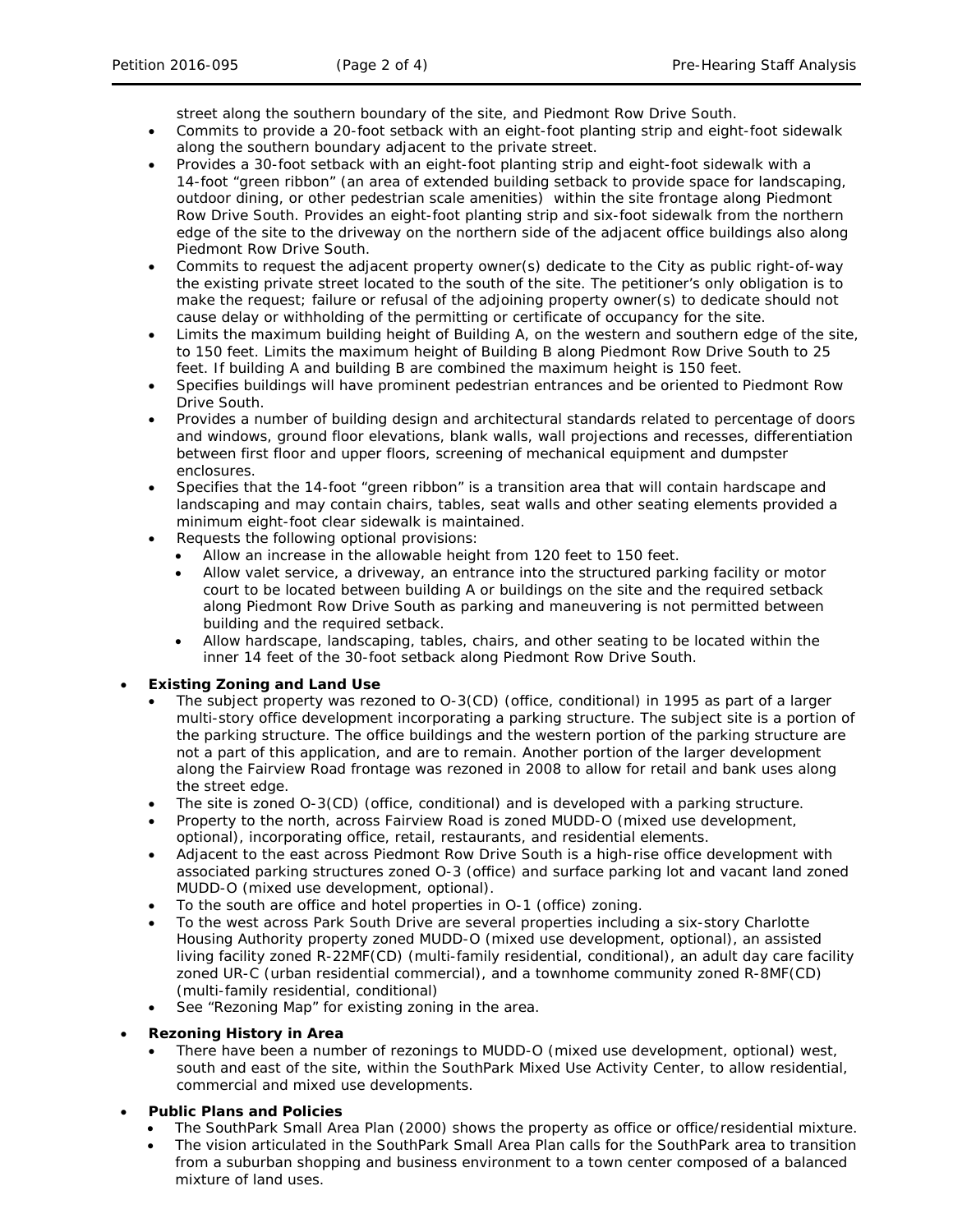street along the southern boundary of the site, and Piedmont Row Drive South.
- Commits to provide a 20-foot setback with an eight-foot planting strip and eight-foot sidewalk along the southern boundary adjacent to the private street.
- Provides a 30-foot setback with an eight-foot planting strip and eight-foot sidewalk with a 14-foot "green ribbon" (an area of extended building setback to provide space for landscaping, outdoor dining, or other pedestrian scale amenities) within the site frontage along Piedmont Row Drive South. Provides an eight-foot planting strip and six-foot sidewalk from the northern edge of the site to the driveway on the northern side of the adjacent office buildings also along Piedmont Row Drive South.
- Commits to request the adjacent property owner(s) dedicate to the City as public right-of-way the existing private street located to the south of the site. The petitioner's only obligation is to make the request; failure or refusal of the adjoining property owner(s) to dedicate should not cause delay or withholding of the permitting or certificate of occupancy for the site.
- Limits the maximum building height of Building A, on the western and southern edge of the site, to 150 feet. Limits the maximum height of Building B along Piedmont Row Drive South to 25 feet. If building A and building B are combined the maximum height is 150 feet.
- Specifies buildings will have prominent pedestrian entrances and be oriented to Piedmont Row Drive South.
- Provides a number of building design and architectural standards related to percentage of doors and windows, ground floor elevations, blank walls, wall projections and recesses, differentiation between first floor and upper floors, screening of mechanical equipment and dumpster enclosures.
- Specifies that the 14-foot "green ribbon" is a transition area that will contain hardscape and landscaping and may contain chairs, tables, seat walls and other seating elements provided a minimum eight-foot clear sidewalk is maintained.
- Requests the following optional provisions:
  - Allow an increase in the allowable height from 120 feet to 150 feet.
  - Allow valet service, a driveway, an entrance into the structured parking facility or motor court to be located between building A or buildings on the site and the required setback along Piedmont Row Drive South as parking and maneuvering is not permitted between building and the required setback.
  - Allow hardscape, landscaping, tables, chairs, and other seating to be located within the inner 14 feet of the 30-foot setback along Piedmont Row Drive South.

- **Existing Zoning and Land Use**
  - The subject property was rezoned to O-3(CD) (office, conditional) in 1995 as part of a larger multi-story office development incorporating a parking structure. The subject site is a portion of the parking structure. The office buildings and the western portion of the parking structure are not a part of this application, and are to remain. Another portion of the larger development along the Fairview Road frontage was rezoned in 2008 to allow for retail and bank uses along the street edge.
  - The site is zoned O-3(CD) (office, conditional) and is developed with a parking structure.
  - Property to the north, across Fairview Road is zoned MUDD-O (mixed use development, optional), incorporating office, retail, restaurants, and residential elements.
  - Adjacent to the east across Piedmont Row Drive South is a high-rise office development with associated parking structures zoned O-3 (office) and surface parking lot and vacant land zoned MUDD-O (mixed use development, optional).
  - To the south are office and hotel properties in O-1 (office) zoning.
  - To the west across Park South Drive are several properties including a six-story Charlotte Housing Authority property zoned MUDD-O (mixed use development, optional), an assisted living facility zoned R-22MF(CD) (multi-family residential, conditional), an adult day care facility zoned UR-C (urban residential commercial), and a townhome community zoned R-8MF(CD) (multi-family residential, conditional)
  - See "Rezoning Map" for existing zoning in the area.

- **Rezoning History in Area**
  - There have been a number of rezonings to MUDD-O (mixed use development, optional) west, south and east of the site, within the SouthPark Mixed Use Activity Center, to allow residential, commercial and mixed use developments.

- **Public Plans and Policies**
  - The SouthPark Small Area Plan (2000) shows the property as office or office/residential mixture.
  - The vision articulated in the SouthPark Small Area Plan calls for the SouthPark area to transition from a suburban shopping and business environment to a town center composed of a balanced mixture of land uses.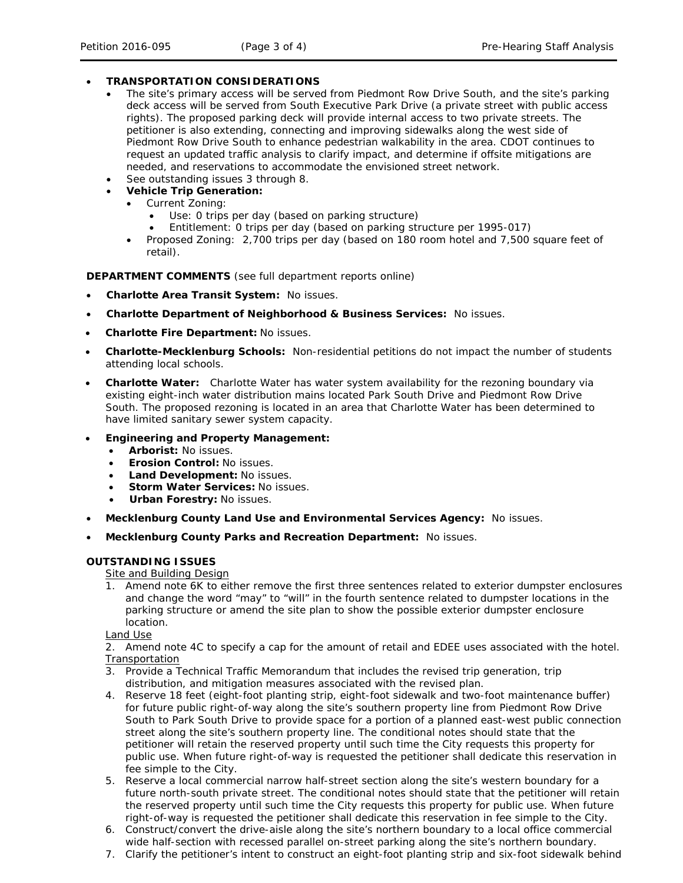- **TRANSPORTATION CONSIDERATIONS**
  - The site's primary access will be served from Piedmont Row Drive South, and the site's parking deck access will be served from South Executive Park Drive (a private street with public access rights). The proposed parking deck will provide internal access to two private streets. The petitioner is also extending, connecting and improving sidewalks along the west side of Piedmont Row Drive South to enhance pedestrian walkability in the area. CDOT continues to request an updated traffic analysis to clarify impact, and determine if offsite mitigations are needed, and reservations to accommodate the envisioned street network.
  - See outstanding issues 3 through 8.
  - **Vehicle Trip Generation:**
    - Current Zoning:
      - Use: 0 trips per day (based on parking structure)
      - Entitlement: 0 trips per day (based on parking structure per 1995-017)
    - Proposed Zoning: 2,700 trips per day (based on 180 room hotel and 7,500 square feet of retail).

**DEPARTMENT COMMENTS** (see full department reports online)

- **Charlotte Area Transit System:** No issues.
- **Charlotte Department of Neighborhood & Business Services:** No issues.
- **Charlotte Fire Department:** No issues.
- **Charlotte-Mecklenburg Schools:** Non-residential petitions do not impact the number of students attending local schools.
- **Charlotte Water:** Charlotte Water has water system availability for the rezoning boundary via existing eight-inch water distribution mains located Park South Drive and Piedmont Row Drive South. The proposed rezoning is located in an area that Charlotte Water has been determined to have limited sanitary sewer system capacity.
- **Engineering and Property Management:**
  - **Arborist:** No issues.
  - **Erosion Control:** No issues.
  - **Land Development:** No issues.
  - **Storm Water Services:** No issues.
  - **Urban Forestry:** No issues.
- **Mecklenburg County Land Use and Environmental Services Agency:** No issues.
- **Mecklenburg County Parks and Recreation Department:** No issues.

**OUTSTANDING ISSUES**

Site and Building Design

1. Amend note 6K to either remove the first three sentences related to exterior dumpster enclosures and change the word "may" to "will" in the fourth sentence related to dumpster locations in the parking structure or amend the site plan to show the possible exterior dumpster enclosure location.

Land Use

2. Amend note 4C to specify a cap for the amount of retail and EDEE uses associated with the hotel.

Transportation

3. Provide a Technical Traffic Memorandum that includes the revised trip generation, trip distribution, and mitigation measures associated with the revised plan.
4. Reserve 18 feet (eight-foot planting strip, eight-foot sidewalk and two-foot maintenance buffer) for future public right-of-way along the site's southern property line from Piedmont Row Drive South to Park South Drive to provide space for a portion of a planned east-west public connection street along the site's southern property line. The conditional notes should state that the petitioner will retain the reserved property until such time the City requests this property for public use. When future right-of-way is requested the petitioner shall dedicate this reservation in fee simple to the City.
5. Reserve a local commercial narrow half-street section along the site's western boundary for a future north-south private street. The conditional notes should state that the petitioner will retain the reserved property until such time the City requests this property for public use. When future right-of-way is requested the petitioner shall dedicate this reservation in fee simple to the City.
6. Construct/convert the drive-aisle along the site's northern boundary to a local office commercial wide half-section with recessed parallel on-street parking along the site's northern boundary.
7. Clarify the petitioner's intent to construct an eight-foot planting strip and six-foot sidewalk behind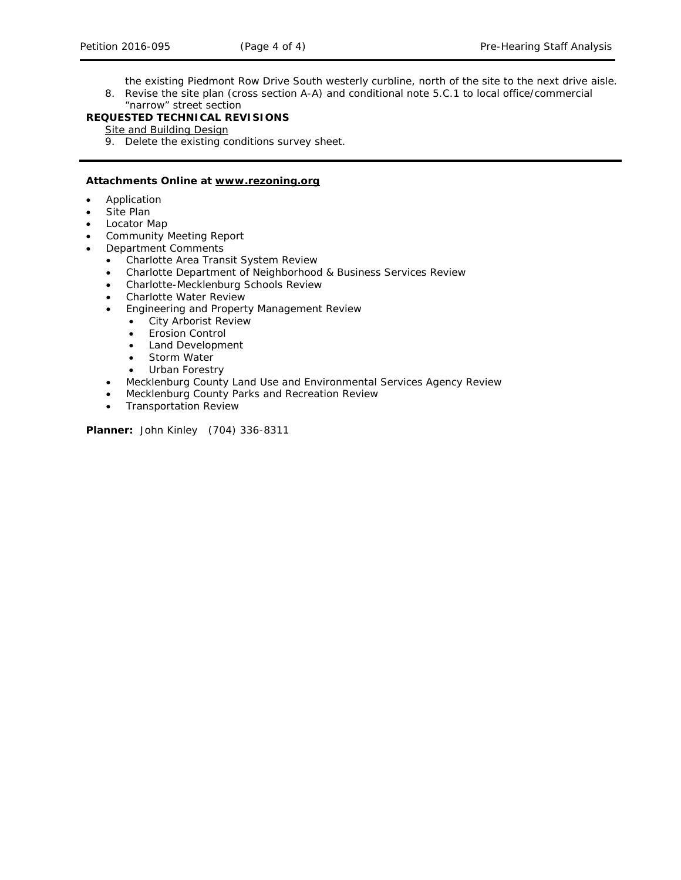the existing Piedmont Row Drive South westerly curbline, north of the site to the next drive aisle.

8. Revise the site plan (cross section A-A) and conditional note 5.C.1 to local office/commercial "narrow" street section

**REQUESTED TECHNICAL REVISIONS**

Site and Building Design

9. Delete the existing conditions survey sheet.

---

**Attachments Online at www.rezoning.org**

- Application
- Site Plan
- Locator Map
- Community Meeting Report
- Department Comments
  - Charlotte Area Transit System Review
  - Charlotte Department of Neighborhood & Business Services Review
  - Charlotte-Mecklenburg Schools Review
  - Charlotte Water Review
  - Engineering and Property Management Review
    - City Arborist Review
    - Erosion Control
    - Land Development
    - Storm Water
    - Urban Forestry
  - Mecklenburg County Land Use and Environmental Services Agency Review
  - Mecklenburg County Parks and Recreation Review
  - Transportation Review

**Planner:** John Kinley (704) 336-8311